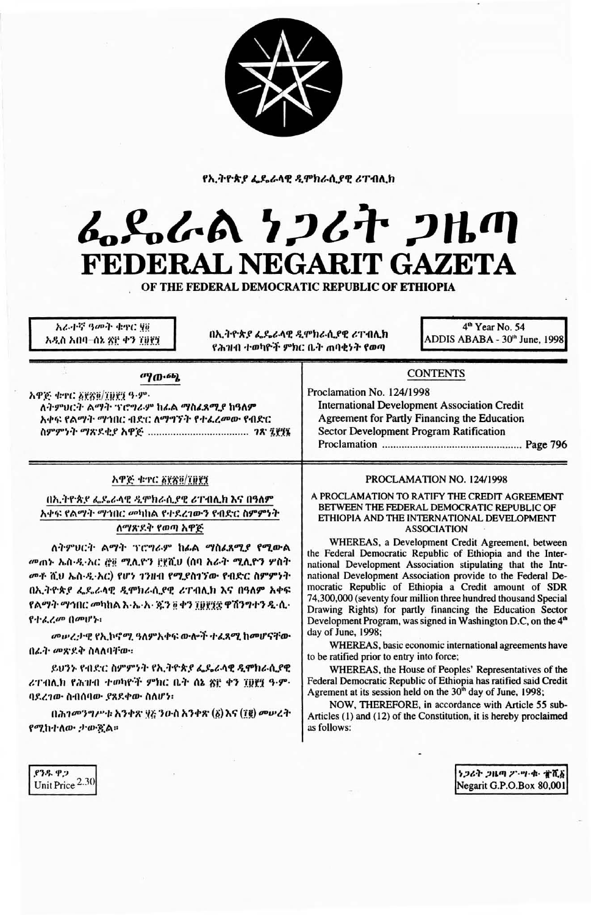የኢትዮጵያ ፌዴራላዊ ዲሞክራሲያዊ ሪፐብሊክ

# ፌዴራል ነጋሪት ጋዜጣ
# FEDERAL NEGARIT GAZETA
## OF THE FEDERAL DEMOCRATIC REPUBLIC OF ETHIOPIA

አራተኛ ዓመት ቁጥር ፶፬
አዲስ አበባ–ሰኔ ፳፫ ቀን ፲፱፻፺

በኢትዮጵያ ፌዴራላዊ ዲሞክራሲያዊ ሪፐብሊክ የሕዝብ ተወካዮች ምክር ቤት ጠባቂነት የወጣ

4th Year No. 54
ADDIS ABABA - 30th June, 1998

### ማውጫ

አዋጅ ቁጥር ፩፻፳፬/፲፱፻፺ ዓ.ም.
ለትምህርት ልማት ፕሮግራም ከፊል ማስፈጸሚያ ከዓለም አቀፍ የልማት ማኅበር ብድር ለማግኘት የተፈረመው የብድር ስምምነት ማጽደቂያ አዋጅ ..................... ገጽ ፯፻፺፮

### CONTENTS

Proclamation No. 124/1998
International Development Association Credit Agreement for Partly Financing the Education Sector Development Program Ratification Proclamation ..................... Page 796

### አዋጅ ቁጥር ፩፻፳፬/፲፱፻፺

#### በኢትዮጵያ ፌዴራላዊ ዲሞክራሲያዊ ሪፐብሊክ እና በዓለም አቀፍ የልማት ማኅበር መካከል የተደረገውን የብድር ስምምነት ለማጽደቅ የወጣ አዋጅ

ለትምህርት ልማት ፕሮግራም ከፊል ማስፈጸሚያ የሚውል መጠኑ ኤስ·ዲ·አር ፸፬ ሚሊዮን ፫፻ሺህ (ሰባ አራት ሚሊዮን ሦስት መቶ ሺህ ኤስ·ዲ·አር) የሆነ ገንዘብ የሚያስገኘው የብድር ስምምነት በኢትዮጵያ ፌዴራላዊ ዲሞክራሲያዊ ሪፐብሊክ እና በዓለም አቀፍ የልማት ማኅበር መካከል እ·ኤ·አ· ጁን ፬ ቀን ፲፱፻፺፰ ዋሽንግተን ዲ·ሲ· የተፈረመ በመሆኑ፣

መሠረታዊ የኢኮኖሚ ዓለምአቀፍ ውሎች ተፈጻሚ ከመሆናቸው በፊት መጽደቅ ስላለባቸው፣

ይህንኑ የብድር ስምምነት የኢትዮጵያ ፌዴራላዊ ዲሞክራሲያዊ ሪፐብሊክ የሕዝብ ተወካዮች ምክር ቤት ሰኔ ፳፫ ቀን ፲፱፻፺ ዓ·ም· ባደረገው ስብሰባው ያጸደቀው ስለሆነ፣

በሕገመንግሥቱ አንቀጽ ፶፭ ንዑስ አንቀጽ (፩) እና (፲፪) መሠረት የሚከተለው ታውጇል።

### PROCLAMATION NO. 124/1998

#### A PROCLAMATION TO RATIFY THE CREDIT AGREEMENT BETWEEN THE FEDERAL DEMOCRATIC REPUBLIC OF ETHIOPIA AND THE INTERNATIONAL DEVELOPMENT ASSOCIATION

WHEREAS, a Development Credit Agreement, between the Federal Democratic Republic of Ethiopia and the International Development Association stipulating that the Intrnational Development Association provide to the Federal Democratic Republic of Ethiopia a Credit amount of SDR 74,300,000 (seventy four million three hundred thousand Special Drawing Rights) for partly financing the Education Sector Development Program, was signed in Washington D.C, on the 4th day of June, 1998;

WHEREAS, basic economic international agreements have to be ratified prior to entry into force;

WHEREAS, the House of Peoples' Representatives of the Federal Democratic Republic of Ethiopia has ratified said Credit Agrement at its session held on the 30th day of June, 1998;

NOW, THEREFORE, in accordance with Article 55 sub-Articles (1) and (12) of the Constitution, it is hereby proclaimed as follows:

ያንዱ ዋጋ
Unit Price 2.30

ነጋሪት ጋዜጣ ፖ·ሣ·ቁ· ፹ሺ፩
Negarit G.P.O.Box 80,001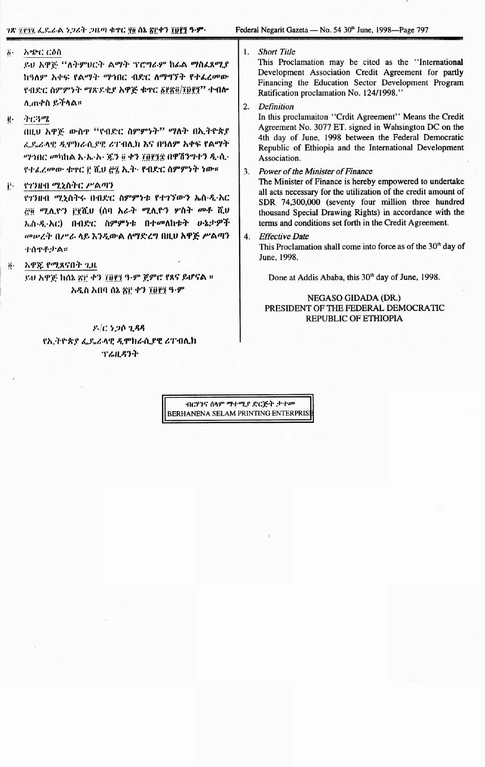፩· አጭር ርዕስ

ይህ አዋጅ "ለትምህርት ልማት ፕሮግራም ከፊል ማስፈጸሚያ ከዓለም አቀፍ የልማት ማኅበር ብድር ለማግኘት የተፈረመው የብድር ስምምነት ማጽደቂያ አዋጅ ቁጥር ፩፻፳፬/፲፱፻፺" ተብሎ ሊጠቀስ ይችላል።

፪· ትርጓሜ

በዚህ አዋጅ ውስጥ "የብድር ስምምነት" ማለት በኢትዮጵያ ፌዴራላዊ ዲሞክራሲያዊ ሪፐብሊክ እና በዓለም አቀፍ የልማት ማኅበር መካከል እ·ኤ·አ· ጁን ፬ ቀን ፲፱፻፺፰ በዋሽንግተን ዲ·ሲ· የተፈረመው ቁጥር ፫ ሺህ ፸፯ ኢ·ት· የብድር ስምምነት ነው።

፫· የገንዘብ ሚኒስትር ሥልጣን

የገንዘብ ሚኒስትሩ በብድር ስምምነቱ የተገኘውን ኤስ·ዲ·አር ፸፬ ሚሊዮን ፫፻ሺህ (ሰባ አራት ሚሊዮን ሦስት መቶ ሺህ ኤስ·ዲ·አር) በብድር ስምምነቱ በተመለከቱት ሁኔታዎች መሠረት በሥራ ላይ እንዲውል ለማድረግ በዚህ አዋጅ ሥልጣን ተሰጥቶታል።

፬· አዋጁ የሚጸናበት ጊዜ

ይህ አዋጅ ከሰኔ ፳፫ ቀን ፲፱፻፺ ዓ·ም ጀምሮ የጸና ይሆናል ።

አዲስ አበባ ሰኔ ፳፫ ቀን ፲፱፻፺ ዓ·ም

ዶ/ር ነጋሶ ጊዳዳ

የኢትዮጵያ ፌዴራላዊ ዲሞክራሲያዊ ሪፐብሊክ ፕሬዚዳንት

1. *Short Title*

This Proclamation may be cited as the "International Development Association Credit Agreement for partly Financing the Education Sector Development Program Ratification proclamation No. 124/1998."

2. *Definition*

In this proclamaiton "Crdit Agreement" Means the Credit Agreement No. 3077 ET. signed in Wahsington DC on the 4th day of June, 1998 between the Federal Democratic Republic of Ethiopia and the International Development Association.

3. *Power of the Minister of Finance*

The Minister of Finance is hereby empowered to undertake all acts necessary for the utilization of the credit amount of SDR 74,300,000 (seventy four million three hundred thousand Special Drawing Rights) in accordance with the terms and conditions set forth in the Credit Agreement.

4. *Effective Date*

This Proclamation shall come into force as of the 30th day of June, 1998.

Done at Addis Ababa, this 30th day of June, 1998.

NEGASO GIDADA (DR.)
PRESIDENT OF THE FEDERAL DEMOCRATIC REPUBLIC OF ETHIOPIA

ብርሃንና ሰላም ማተሚያ ድርጅት ታተመ
BERHANENA SELAM PRINTING ENTERPRISE